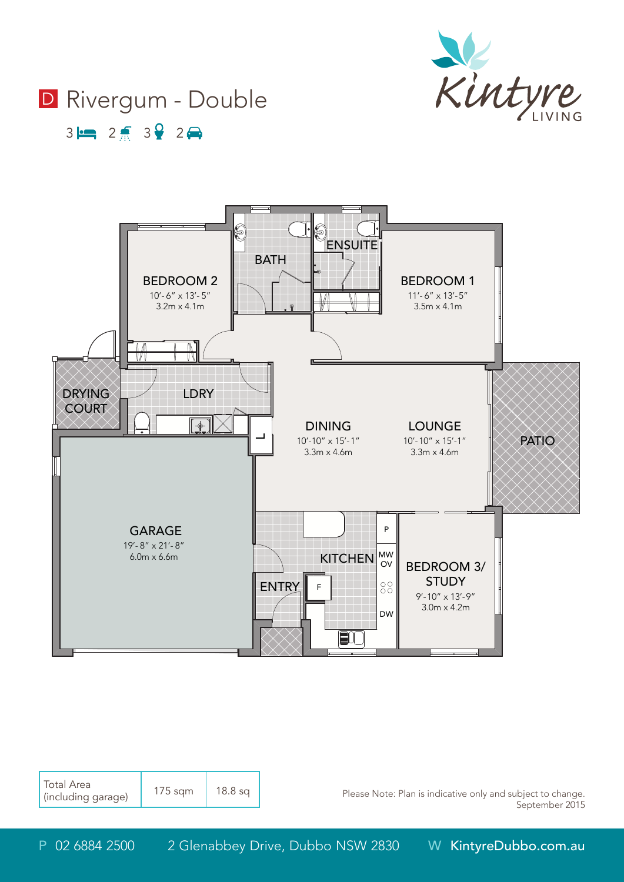# D Rivergum - Double

3 bed | 2 bath | 3 toilet | 2 car

Kintyre LIVING

BEDROOM 2
10'-6" x 13'-5"
3.2m x 4.1m

BATH

ENSUITE

BEDROOM 1
11'-6" x 13'-5"
3.5m x 4.1m

DRYING COURT

LDRY

DINING
10'-10" x 15'-1"
3.3m x 4.6m

LOUNGE
10'-10" x 15'-1"
3.3m x 4.6m

PATIO

GARAGE
19'-8" x 21'-8"
6.0m x 6.6m

KITCHEN

P

MW
OV

DW

F

ENTRY

BEDROOM 3/ STUDY
9'-10" x 13'-9"
3.0m x 4.2m

| Total Area (including garage) | 175 sqm | 18.8 sq |
|---|---|---|

Please Note: Plan is indicative only and subject to change.
September 2015

P 02 6884 2500 2 Glenabbey Drive, Dubbo NSW 2830 W KintyreDubbo.com.au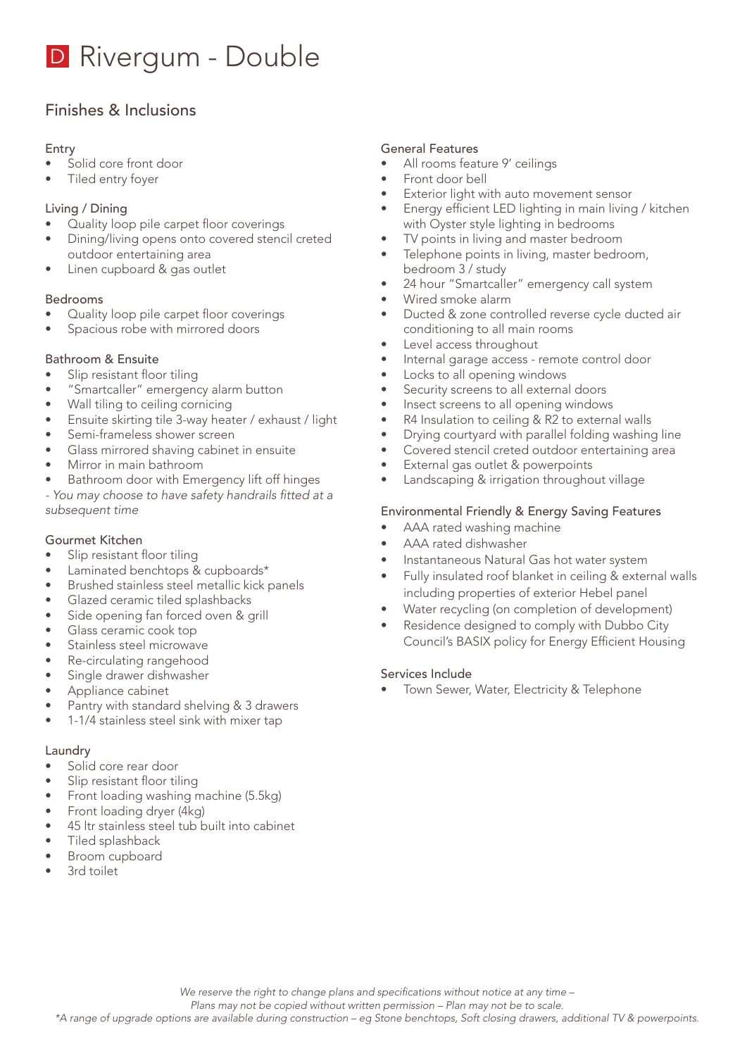# D Rivergum - Double

## Finises & Inclusions

### Entry
- Solid core front door
- Tiled entry foyer

### Living / Dining
- Quality loop pile carpet floor coverings
- Dining/living opens onto covered stencil creted outdoor entertaining area
- Linen cupboard & gas outlet

### Bedrooms
- Quality loop pile carpet floor coverings
- Spacious robe with mirrored doors

### Bathroom & Ensuite
- Slip resistant floor tiling
- "Smartcaller" emergency alarm button
- Wall tiling to ceiling cornicing
- Ensuite skirting tile 3-way heater / exhaust / light
- Semi-frameless shower screen
- Glass mirrored shaving cabinet in ensuite
- Mirror in main bathroom
- Bathroom door with Emergency lift off hinges

*- You may choose to have safety handrails fitted at a subsequent time*

### Gourmet Kitchen
- Slip resistant floor tiling
- Laminated benchtops & cupboards*
- Brushed stainless steel metallic kick panels
- Glazed ceramic tiled splashbacks
- Side opening fan forced oven & grill
- Glass ceramic cook top
- Stainless steel microwave
- Re-circulating rangehood
- Single drawer dishwasher
- Appliance cabinet
- Pantry with standard shelving & 3 drawers
- 1-1/4 stainless steel sink with mixer tap

### Laundry
- Solid core rear door
- Slip resistant floor tiling
- Front loading washing machine (5.5kg)
- Front loading dryer (4kg)
- 45 ltr stainless steel tub built into cabinet
- Tiled splashback
- Broom cupboard
- 3rd toilet

### General Features
- All rooms feature 9' ceilings
- Front door bell
- Exterior light with auto movement sensor
- Energy efficient LED lighting in main living / kitchen with Oyster style lighting in bedrooms
- TV points in living and master bedroom
- Telephone points in living, master bedroom, bedroom 3 / study
- 24 hour "Smartcaller" emergency call system
- Wired smoke alarm
- Ducted & zone controlled reverse cycle ducted air conditioning to all main rooms
- Level access throughout
- Internal garage access - remote control door
- Locks to all opening windows
- Security screens to all external doors
- Insect screens to all opening windows
- R4 Insulation to ceiling & R2 to external walls
- Drying courtyard with parallel folding washing line
- Covered stencil creted outdoor entertaining area
- External gas outlet & powerpoints
- Landscaping & irrigation throughout village

### Environmental Friendly & Energy Saving Features
- AAA rated washing machine
- AAA rated dishwasher
- Instantaneous Natural Gas hot water system
- Fully insulated roof blanket in ceiling & external walls including properties of exterior Hebel panel
- Water recycling (on completion of development)
- Residence designed to comply with Dubbo City Council's BASIX policy for Energy Efficient Housing

### Services Include
- Town Sewer, Water, Electricity & Telephone

*We reserve the right to change plans and specifications without notice at any time – Plans may not be copied without written permission – Plan may not be to scale.*

*\*A range of upgrade options are available during construction – eg Stone benchtops, Soft closing drawers, additional TV & powerpoints.*